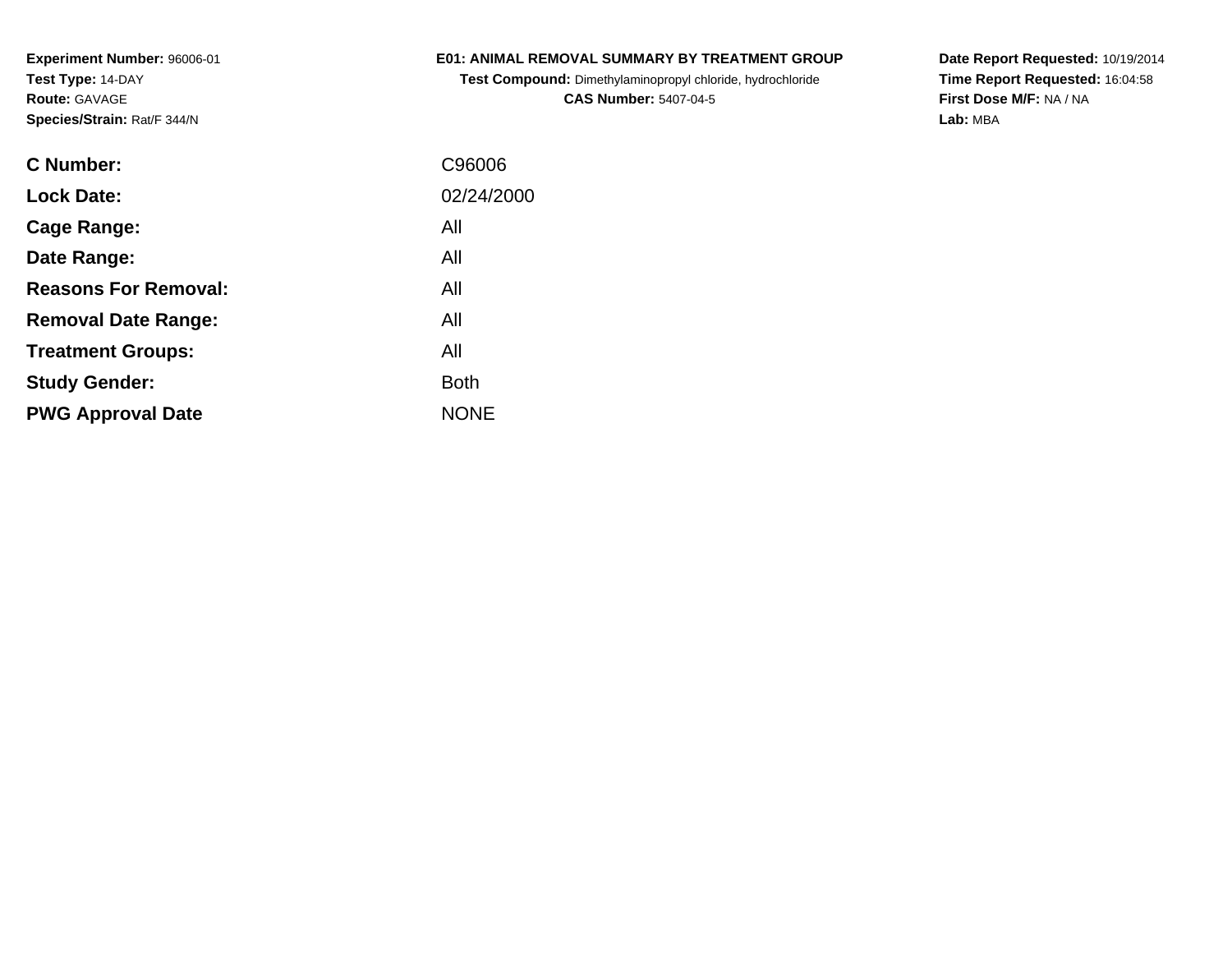**Experiment Number:** 96006-01
**Test Type:** 14-DAY
**Route:** GAVAGE
**Species/Strain:** Rat/F 344/N

**E01: ANIMAL REMOVAL SUMMARY BY TREATMENT GROUP**
**Test Compound:** Dimethylaminopropyl chloride, hydrochloride
**CAS Number:** 5407-04-5

**Date Report Requested:** 10/19/2014
**Time Report Requested:** 16:04:58
**First Dose M/F:** NA / NA
**Lab:** MBA

| | |
|---|---|
| **C Number:** | C96006 |
| **Lock Date:** | 02/24/2000 |
| **Cage Range:** | All |
| **Date Range:** | All |
| **Reasons For Removal:** | All |
| **Removal Date Range:** | All |
| **Treatment Groups:** | All |
| **Study Gender:** | Both |
| **PWG Approval Date** | NONE |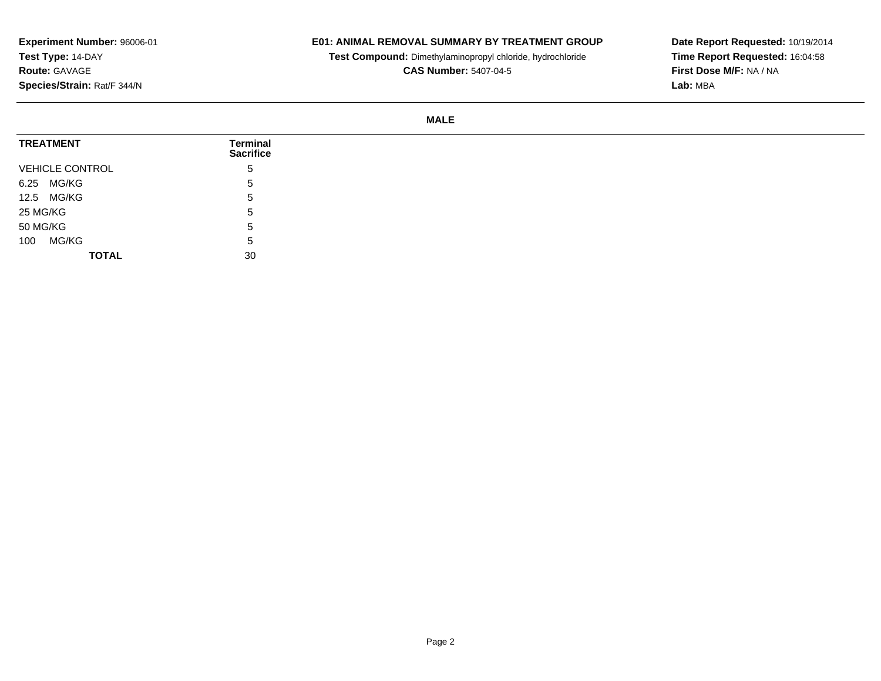**Experiment Number:** 96006-01
**Test Type:** 14-DAY
**Route:** GAVAGE
**Species/Strain:** Rat/F 344/N

**E01: ANIMAL REMOVAL SUMMARY BY TREATMENT GROUP**
**Test Compound:** Dimethylaminopropyl chloride, hydrochloride
**CAS Number:** 5407-04-5

**Date Report Requested:** 10/19/2014
**Time Report Requested:** 16:04:58
**First Dose M/F:** NA / NA
**Lab:** MBA

**MALE**

| TREATMENT | Terminal Sacrifice |
|---|---|
| VEHICLE CONTROL | 5 |
| 6.25 MG/KG | 5 |
| 12.5 MG/KG | 5 |
| 25 MG/KG | 5 |
| 50 MG/KG | 5 |
| 100 MG/KG | 5 |
| **TOTAL** | 30 |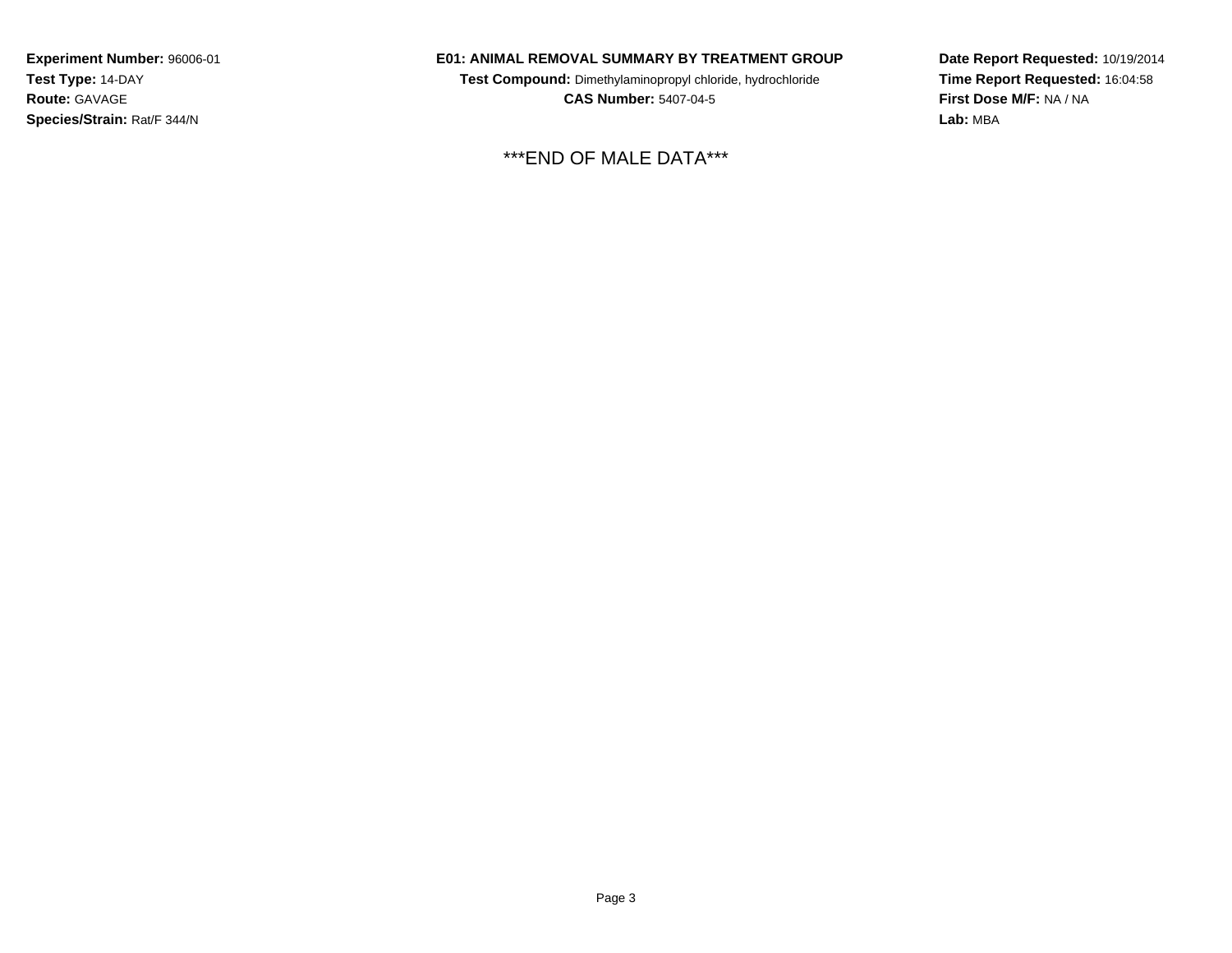**Experiment Number:** 96006-01
**Test Type:** 14-DAY
**Route:** GAVAGE
**Species/Strain:** Rat/F 344/N

**E01: ANIMAL REMOVAL SUMMARY BY TREATMENT GROUP**
**Test Compound:** Dimethylaminopropyl chloride, hydrochloride
**CAS Number:** 5407-04-5

**Date Report Requested:** 10/19/2014
**Time Report Requested:** 16:04:58
**First Dose M/F:** NA / NA
**Lab:** MBA

***END OF MALE DATA***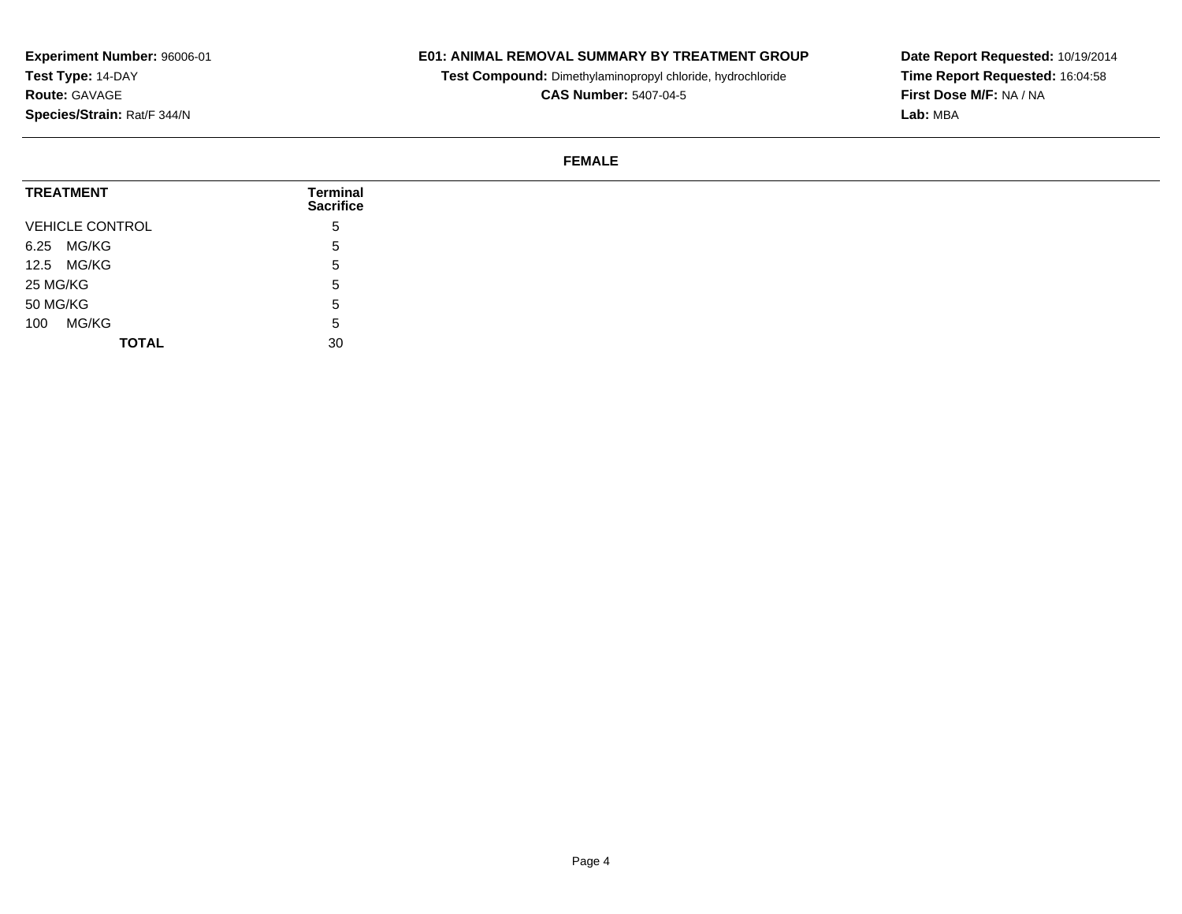**Experiment Number:** 96006-01
**Test Type:** 14-DAY
**Route:** GAVAGE
**Species/Strain:** Rat/F 344/N

**E01: ANIMAL REMOVAL SUMMARY BY TREATMENT GROUP**
**Test Compound:** Dimethylaminopropyl chloride, hydrochloride
**CAS Number:** 5407-04-5

**Date Report Requested:** 10/19/2014
**Time Report Requested:** 16:04:58
**First Dose M/F:** NA / NA
**Lab:** MBA

## FEMALE

| TREATMENT | Terminal Sacrifice |
|---|---|
| VEHICLE CONTROL | 5 |
| 6.25 MG/KG | 5 |
| 12.5 MG/KG | 5 |
| 25 MG/KG | 5 |
| 50 MG/KG | 5 |
| 100 MG/KG | 5 |
| **TOTAL** | 30 |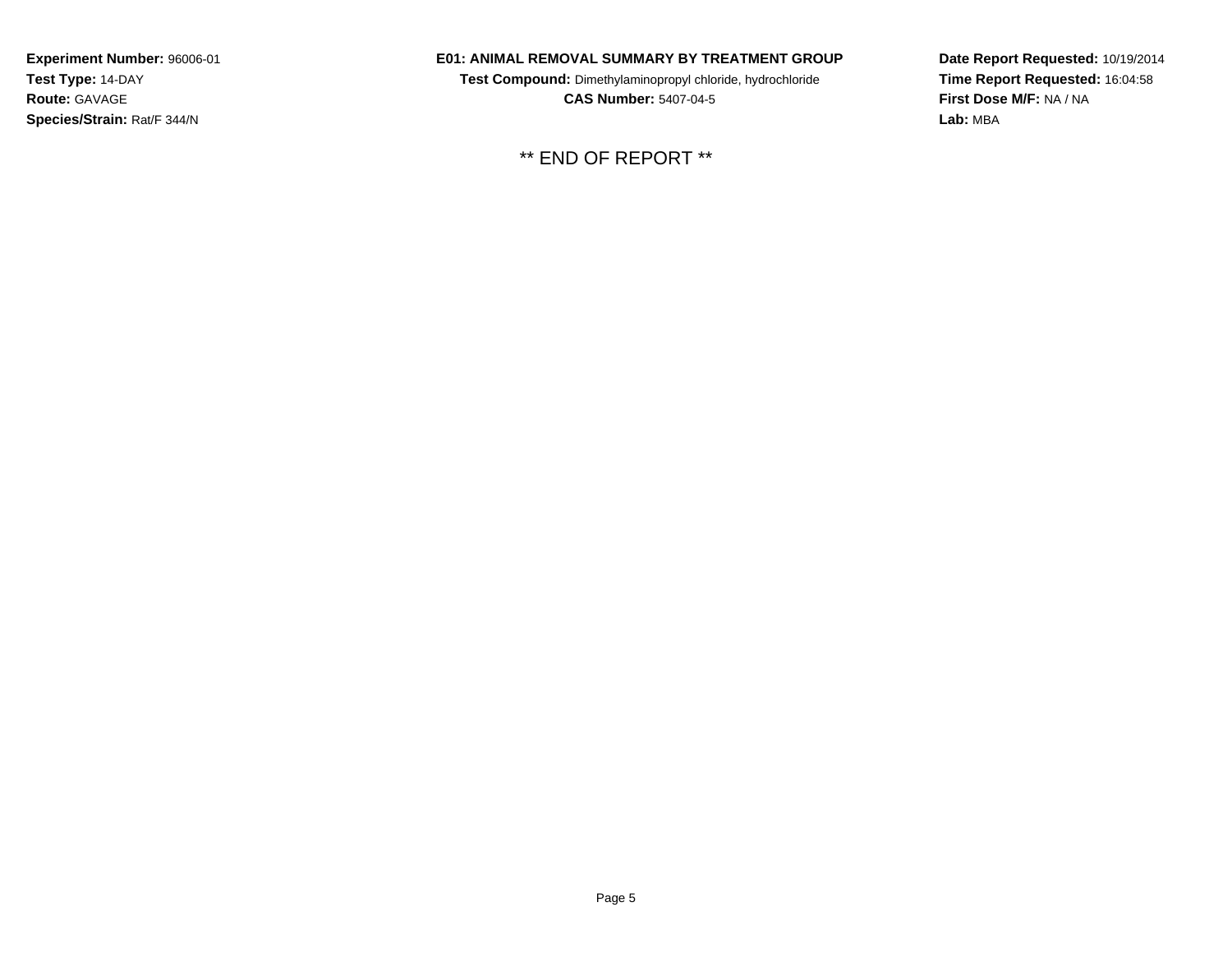**Experiment Number:** 96006-01
**Test Type:** 14-DAY
**Route:** GAVAGE
**Species/Strain:** Rat/F 344/N

**E01: ANIMAL REMOVAL SUMMARY BY TREATMENT GROUP**
**Test Compound:** Dimethylaminopropyl chloride, hydrochloride
**CAS Number:** 5407-04-5

**Date Report Requested:** 10/19/2014
**Time Report Requested:** 16:04:58
**First Dose M/F:** NA / NA
**Lab:** MBA

** END OF REPORT **